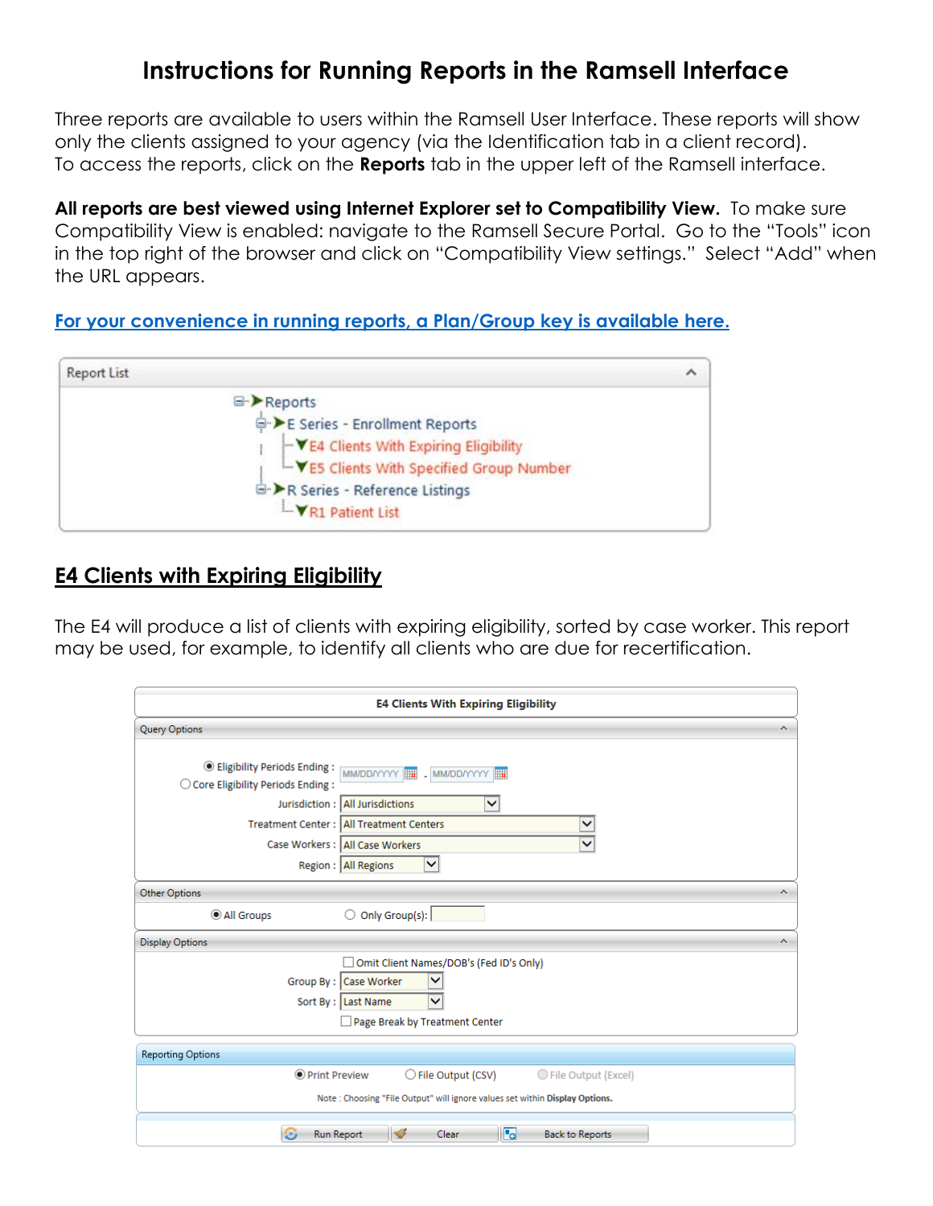# Instructions for Running Reports in the Ramsell Interface

Three reports are available to users within the Ramsell User Interface. These reports will show only the clients assigned to your agency (via the Identification tab in a client record). To access the reports, click on the **Reports** tab in the upper left of the Ramsell interface.

**All reports are best viewed using Internet Explorer set to Compatibility View.** To make sure Compatibility View is enabled: navigate to the Ramsell Secure Portal. Go to the "Tools" icon in the top right of the browser and click on "Compatibility View settings." Select "Add" when the URL appears.

[For your convenience in running reports, a Plan/Group key is available here.]()

Report List

- Reports
  - E Series - Enrollment Reports
    - E4 Clients With Expiring Eligibility
    - E5 Clients With Specified Group Number
  - R Series - Reference Listings
    - R1 Patient List

## E4 Clients with Expiring Eligibility

The E4 will produce a list of clients with expiring eligibility, sorted by case worker. This report may be used, for example, to identify all clients who are due for recertification.

**E4 Clients With Expiring Eligibility**

Query Options

- (•) Eligibility Periods Ending : MM/DD/YYYY - MM/DD/YYYY
- ( ) Core Eligibility Periods Ending :
- Jurisdiction : All Jurisdictions
- Treatment Center : All Treatment Centers
- Case Workers : All Case Workers
- Region : All Regions

Other Options

- (•) All Groups
- ( ) Only Group(s):

Display Options

- [ ] Omit Client Names/DOB's (Fed ID's Only)
- Group By : Case Worker
- Sort By : Last Name
- [ ] Page Break by Treatment Center

Reporting Options

- (•) Print Preview
- ( ) File Output (CSV)
- ( ) File Output (Excel)

Note : Choosing "File Output" will ignore values set within **Display Options.**

Run Report | Clear | Back to Reports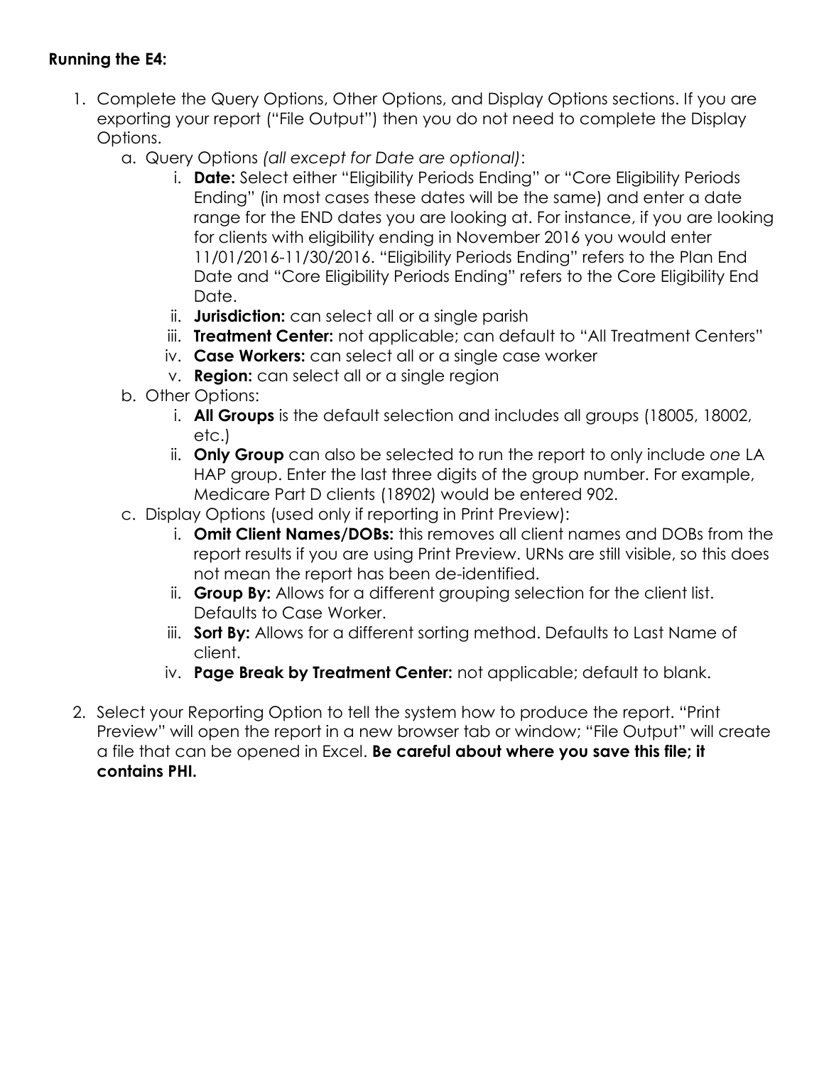**Running the E4:**

1. Complete the Query Options, Other Options, and Display Options sections. If you are exporting your report ("File Output") then you do not need to complete the Display Options.
   a. Query Options *(all except for Date are optional)*:
      i. **Date:** Select either "Eligibility Periods Ending" or "Core Eligibility Periods Ending" (in most cases these dates will be the same) and enter a date range for the END dates you are looking at. For instance, if you are looking for clients with eligibility ending in November 2016 you would enter 11/01/2016-11/30/2016. "Eligibility Periods Ending" refers to the Plan End Date and "Core Eligibility Periods Ending" refers to the Core Eligibility End Date.
      ii. **Jurisdiction:** can select all or a single parish
      iii. **Treatment Center:** not applicable; can default to "All Treatment Centers"
      iv. **Case Workers:** can select all or a single case worker
      v. **Region:** can select all or a single region
   b. Other Options:
      i. **All Groups** is the default selection and includes all groups (18005, 18002, etc.)
      ii. **Only Group** can also be selected to run the report to only include *one* LA HAP group. Enter the last three digits of the group number. For example, Medicare Part D clients (18902) would be entered 902.
   c. Display Options (used only if reporting in Print Preview):
      i. **Omit Client Names/DOBs:** this removes all client names and DOBs from the report results if you are using Print Preview. URNs are still visible, so this does not mean the report has been de-identified.
      ii. **Group By:** Allows for a different grouping selection for the client list. Defaults to Case Worker.
      iii. **Sort By:** Allows for a different sorting method. Defaults to Last Name of client.
      iv. **Page Break by Treatment Center:** not applicable; default to blank.

2. Select your Reporting Option to tell the system how to produce the report. "Print Preview" will open the report in a new browser tab or window; "File Output" will create a file that can be opened in Excel. **Be careful about where you save this file; it contains PHI.**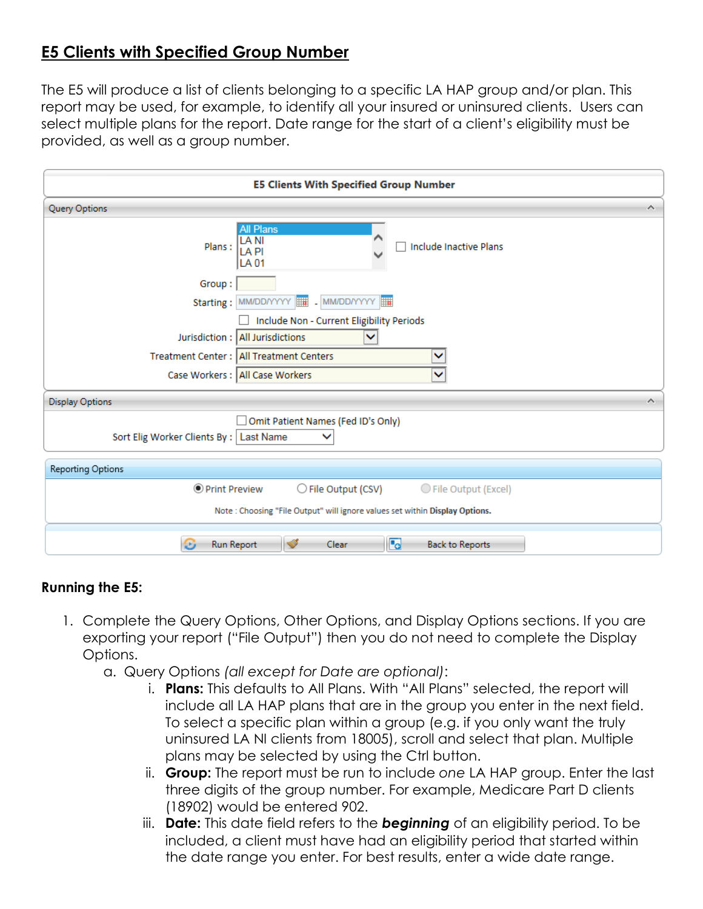## E5 Clients with Specified Group Number

The E5 will produce a list of clients belonging to a specific LA HAP group and/or plan. This report may be used, for example, to identify all your insured or uninsured clients. Users can select multiple plans for the report. Date range for the start of a client's eligibility must be provided, as well as a group number.

**E5 Clients With Specified Group Number**

Query Options

Plans : All Plans / LA NI / LA PI / LA 01 — ☐ Include Inactive Plans

Group :

Starting : MM/DD/YYYY - MM/DD/YYYY

☐ Include Non - Current Eligibility Periods

Jurisdiction : All Jurisdictions

Treatment Center : All Treatment Centers

Case Workers : All Case Workers

Display Options

☐ Omit Patient Names (Fed ID's Only)

Sort Elig Worker Clients By : Last Name

Reporting Options

◉ Print Preview ○ File Output (CSV) ○ File Output (Excel)

Note : Choosing "File Output" will ignore values set within **Display Options.**

Run Report | Clear | Back to Reports

**Running the E5:**

1. Complete the Query Options, Other Options, and Display Options sections. If you are exporting your report ("File Output") then you do not need to complete the Display Options.
   a. Query Options *(all except for Date are optional)*:
      i. **Plans:** This defaults to All Plans. With "All Plans" selected, the report will include all LA HAP plans that are in the group you enter in the next field. To select a specific plan within a group (e.g. if you only want the truly uninsured LA NI clients from 18005), scroll and select that plan. Multiple plans may be selected by using the Ctrl button.
      ii. **Group:** The report must be run to include *one* LA HAP group. Enter the last three digits of the group number. For example, Medicare Part D clients (18902) would be entered 902.
      iii. **Date:** This date field refers to the ***beginning*** of an eligibility period. To be included, a client must have had an eligibility period that started within the date range you enter. For best results, enter a wide date range.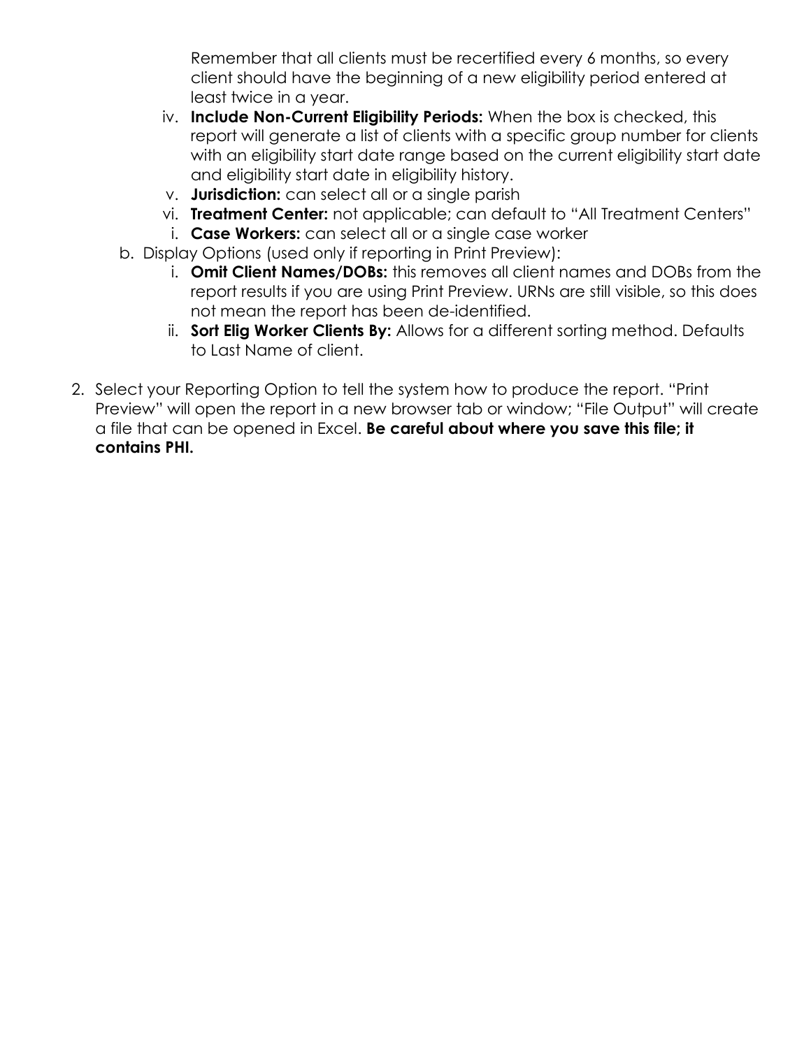Remember that all clients must be recertified every 6 months, so every client should have the beginning of a new eligibility period entered at least twice in a year.

   iv. **Include Non-Current Eligibility Periods:** When the box is checked, this report will generate a list of clients with a specific group number for clients with an eligibility start date range based on the current eligibility start date and eligibility start date in eligibility history.
   v. **Jurisdiction:** can select all or a single parish
   vi. **Treatment Center:** not applicable; can default to "All Treatment Centers"
   i. **Case Workers:** can select all or a single case worker

b. Display Options (used only if reporting in Print Preview):
   i. **Omit Client Names/DOBs:** this removes all client names and DOBs from the report results if you are using Print Preview. URNs are still visible, so this does not mean the report has been de-identified.
   ii. **Sort Elig Worker Clients By:** Allows for a different sorting method. Defaults to Last Name of client.

2. Select your Reporting Option to tell the system how to produce the report. "Print Preview" will open the report in a new browser tab or window; "File Output" will create a file that can be opened in Excel. **Be careful about where you save this file; it contains PHI.**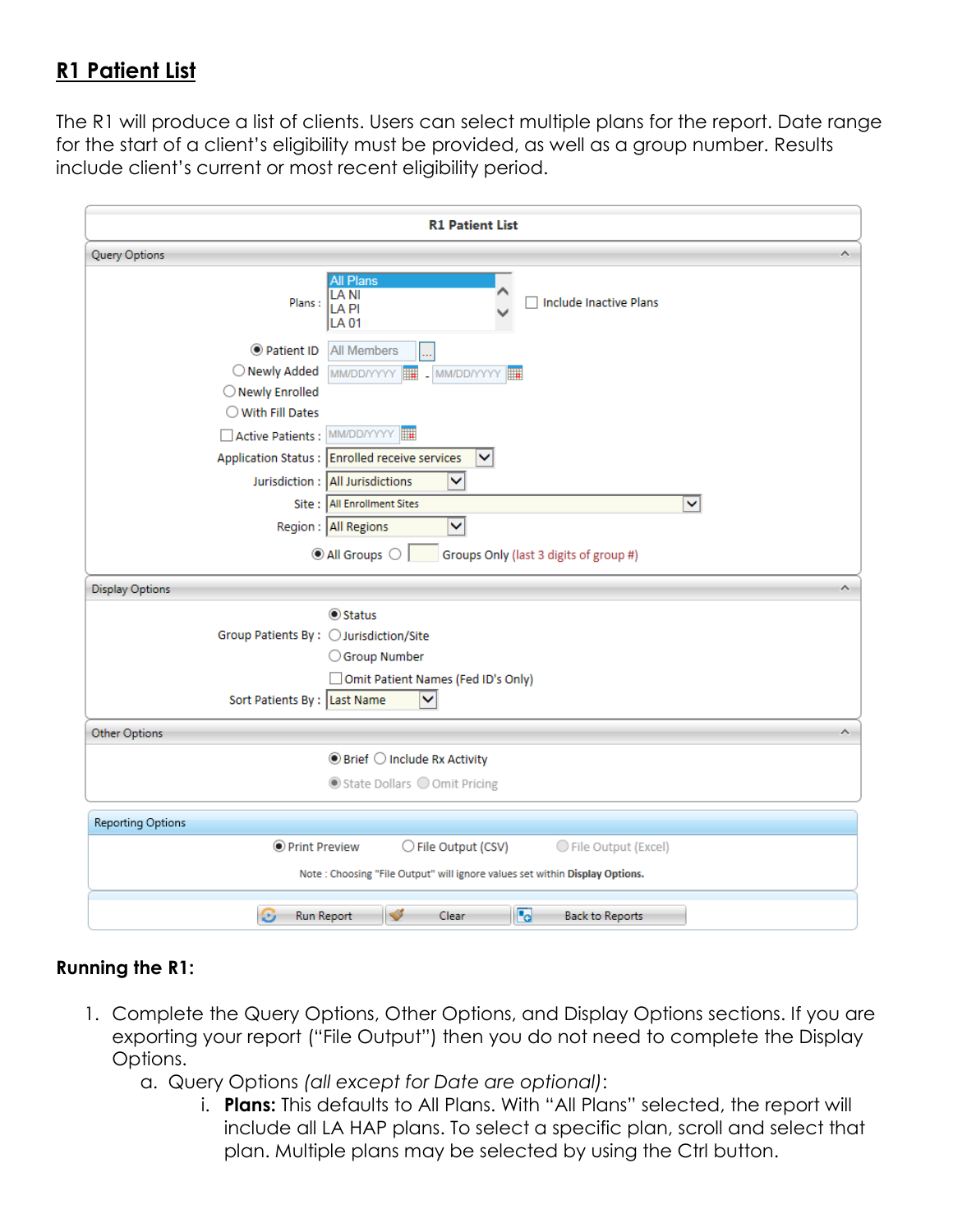## R1 Patient List

The R1 will produce a list of clients. Users can select multiple plans for the report. Date range for the start of a client's eligibility must be provided, as well as a group number. Results include client's current or most recent eligibility period.

**R1 Patient List**

Query Options

Plans : All Plans / LA NI / LA PI / LA 01 ☐ Include Inactive Plans

◉ Patient ID: All Members
○ Newly Added: MM/DD/YYYY - MM/DD/YYYY
○ Newly Enrolled
○ With Fill Dates

☐ Active Patients : MM/DD/YYYY

Application Status : Enrolled receive services

Jurisdiction : All Jurisdictions

Site : All Enrollment Sites

Region : All Regions

◉ All Groups ○ Groups Only (last 3 digits of group #)

Display Options

Group Patients By : ◉ Status ○ Jurisdiction/Site ○ Group Number

☐ Omit Patient Names (Fed ID's Only)

Sort Patients By : Last Name

Other Options

◉ Brief ○ Include Rx Activity

◉ State Dollars ○ Omit Pricing

Reporting Options

◉ Print Preview ○ File Output (CSV) ○ File Output (Excel)

Note : Choosing "File Output" will ignore values set within **Display Options.**

Run Report | Clear | Back to Reports

### Running the R1:

1. Complete the Query Options, Other Options, and Display Options sections. If you are exporting your report ("File Output") then you do not need to complete the Display Options.
   a. Query Options *(all except for Date are optional)*:
      i. **Plans:** This defaults to All Plans. With "All Plans" selected, the report will include all LA HAP plans. To select a specific plan, scroll and select that plan. Multiple plans may be selected by using the Ctrl button.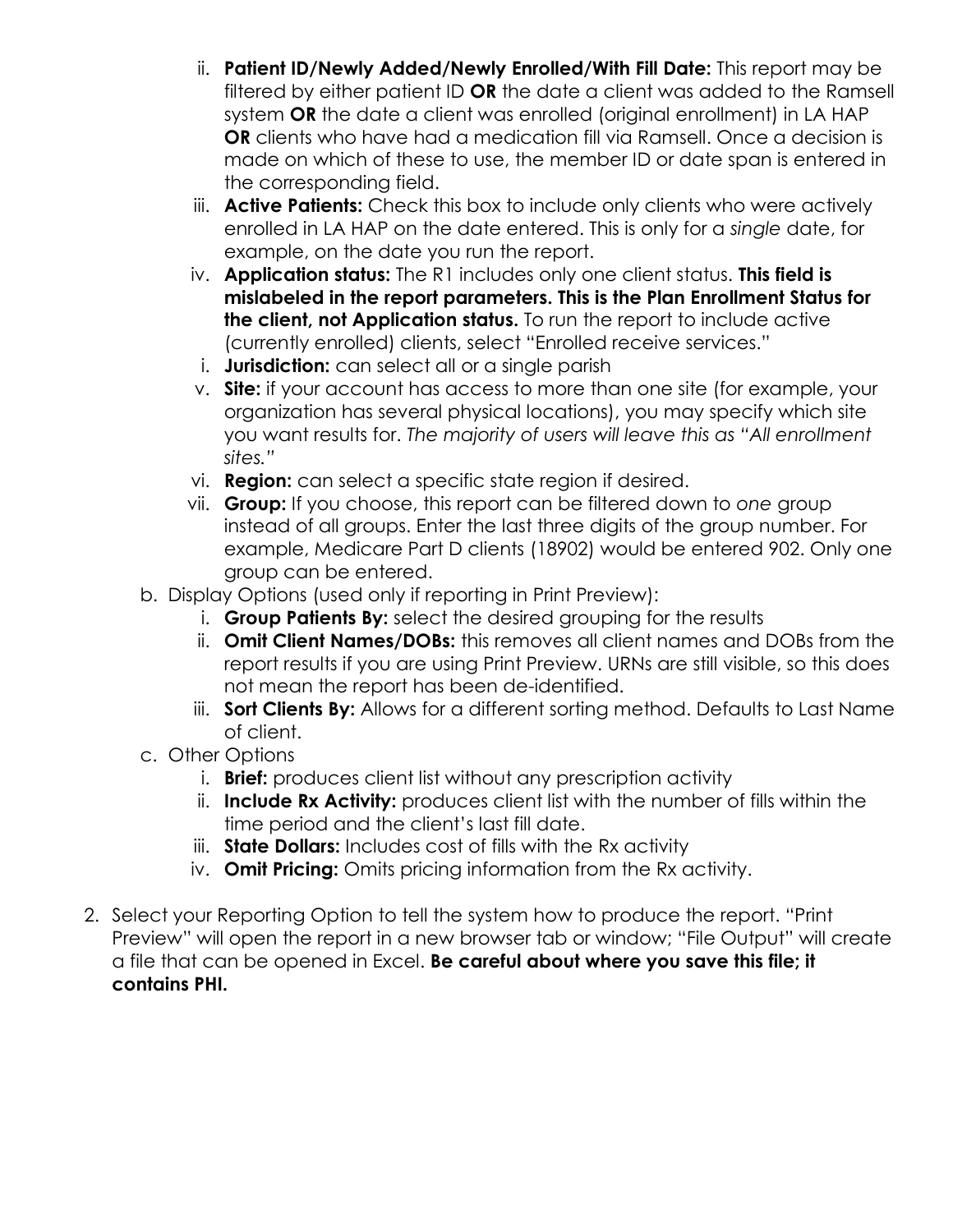ii. **Patient ID/Newly Added/Newly Enrolled/With Fill Date:** This report may be filtered by either patient ID **OR** the date a client was added to the Ramsell system **OR** the date a client was enrolled (original enrollment) in LA HAP **OR** clients who have had a medication fill via Ramsell. Once a decision is made on which of these to use, the member ID or date span is entered in the corresponding field.

iii. **Active Patients:** Check this box to include only clients who were actively enrolled in LA HAP on the date entered. This is only for a *single* date, for example, on the date you run the report.

iv. **Application status:** The R1 includes only one client status. **This field is mislabeled in the report parameters. This is the Plan Enrollment Status for the client, not Application status.** To run the report to include active (currently enrolled) clients, select "Enrolled receive services."

i. **Jurisdiction:** can select all or a single parish

v. **Site:** if your account has access to more than one site (for example, your organization has several physical locations), you may specify which site you want results for. *The majority of users will leave this as "All enrollment sites."*

vi. **Region:** can select a specific state region if desired.

vii. **Group:** If you choose, this report can be filtered down to *one* group instead of all groups. Enter the last three digits of the group number. For example, Medicare Part D clients (18902) would be entered 902. Only one group can be entered.

b. Display Options (used only if reporting in Print Preview):

   i. **Group Patients By:** select the desired grouping for the results
   ii. **Omit Client Names/DOBs:** this removes all client names and DOBs from the report results if you are using Print Preview. URNs are still visible, so this does not mean the report has been de-identified.
   iii. **Sort Clients By:** Allows for a different sorting method. Defaults to Last Name of client.

c. Other Options

   i. **Brief:** produces client list without any prescription activity
   ii. **Include Rx Activity:** produces client list with the number of fills within the time period and the client's last fill date.
   iii. **State Dollars:** Includes cost of fills with the Rx activity
   iv. **Omit Pricing:** Omits pricing information from the Rx activity.

2. Select your Reporting Option to tell the system how to produce the report. "Print Preview" will open the report in a new browser tab or window; "File Output" will create a file that can be opened in Excel. **Be careful about where you save this file; it contains PHI.**